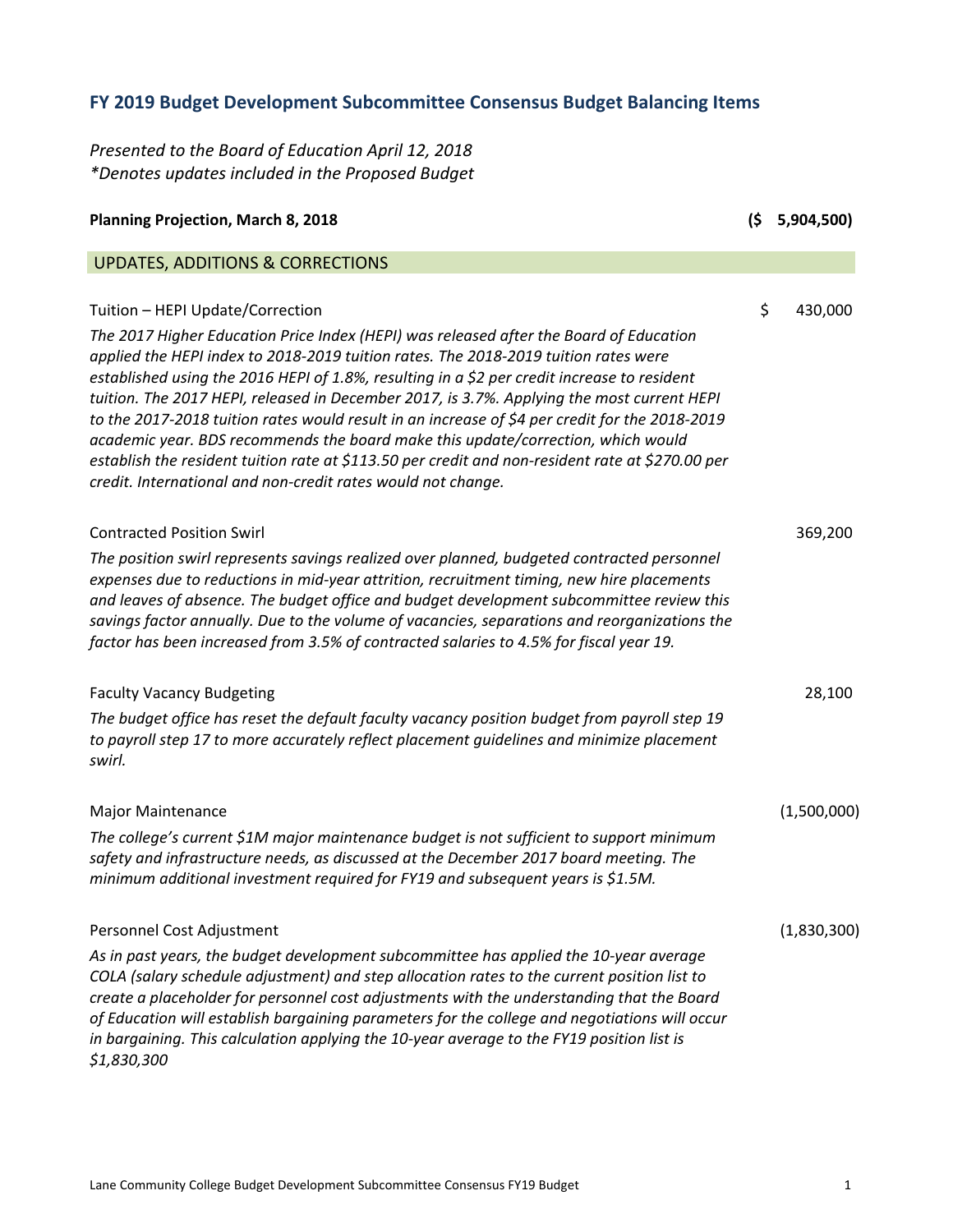## FY 2019 Budget Development Subcommittee Consensus Budget Balancing Items

*Presented to the Board of Education April 12, 2018*
*\*Denotes updates included in the Proposed Budget*

| | |
|---|---|
| **Planning Projection, March 8, 2018** | **($ 5,904,500)** |

### UPDATES, ADDITIONS & CORRECTIONS

| | |
|---|---|
| Tuition – HEPI Update/Correction | $ 430,000 |

*The 2017 Higher Education Price Index (HEPI) was released after the Board of Education applied the HEPI index to 2018-2019 tuition rates. The 2018-2019 tuition rates were established using the 2016 HEPI of 1.8%, resulting in a $2 per credit increase to resident tuition. The 2017 HEPI, released in December 2017, is 3.7%. Applying the most current HEPI to the 2017-2018 tuition rates would result in an increase of $4 per credit for the 2018-2019 academic year. BDS recommends the board make this update/correction, which would establish the resident tuition rate at $113.50 per credit and non-resident rate at $270.00 per credit. International and non-credit rates would not change.*

| | |
|---|---|
| Contracted Position Swirl | 369,200 |

*The position swirl represents savings realized over planned, budgeted contracted personnel expenses due to reductions in mid-year attrition, recruitment timing, new hire placements and leaves of absence. The budget office and budget development subcommittee review this savings factor annually. Due to the volume of vacancies, separations and reorganizations the factor has been increased from 3.5% of contracted salaries to 4.5% for fiscal year 19.*

| | |
|---|---|
| Faculty Vacancy Budgeting | 28,100 |

*The budget office has reset the default faculty vacancy position budget from payroll step 19 to payroll step 17 to more accurately reflect placement guidelines and minimize placement swirl.*

| | |
|---|---|
| Major Maintenance | (1,500,000) |

*The college's current $1M major maintenance budget is not sufficient to support minimum safety and infrastructure needs, as discussed at the December 2017 board meeting. The minimum additional investment required for FY19 and subsequent years is $1.5M.*

| | |
|---|---|
| Personnel Cost Adjustment | (1,830,300) |

*As in past years, the budget development subcommittee has applied the 10-year average COLA (salary schedule adjustment) and step allocation rates to the current position list to create a placeholder for personnel cost adjustments with the understanding that the Board of Education will establish bargaining parameters for the college and negotiations will occur in bargaining. This calculation applying the 10-year average to the FY19 position list is $1,830,300*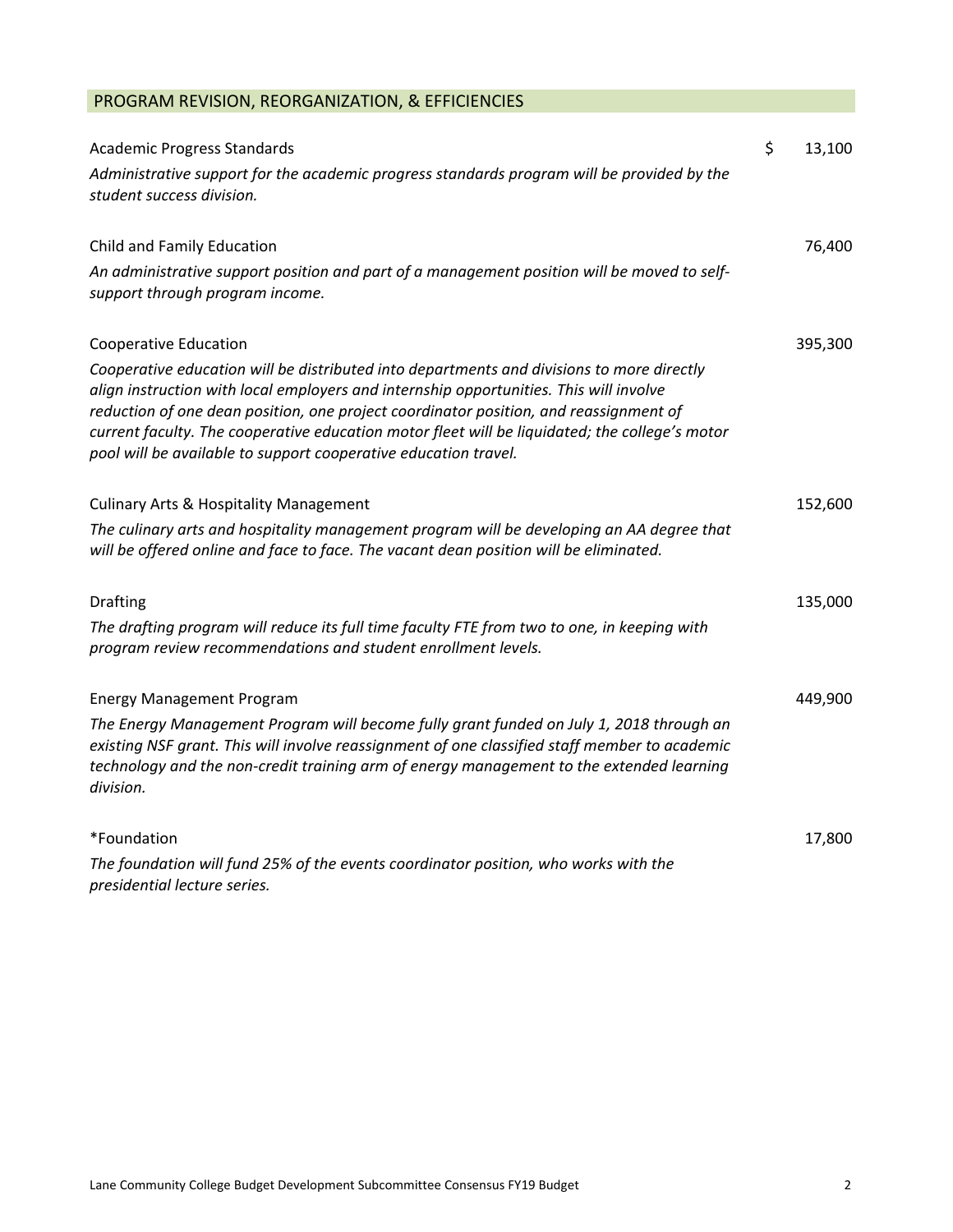## PROGRAM REVISION, REORGANIZATION, & EFFICIENCIES

| | |
|---|---|
| Academic Progress Standards | $ 13,100 |
| *Administrative support for the academic progress standards program will be provided by the student success division.* | |
| Child and Family Education | 76,400 |
| *An administrative support position and part of a management position will be moved to self-support through program income.* | |
| Cooperative Education | 395,300 |
| *Cooperative education will be distributed into departments and divisions to more directly align instruction with local employers and internship opportunities. This will involve reduction of one dean position, one project coordinator position, and reassignment of current faculty. The cooperative education motor fleet will be liquidated; the college's motor pool will be available to support cooperative education travel.* | |
| Culinary Arts & Hospitality Management | 152,600 |
| *The culinary arts and hospitality management program will be developing an AA degree that will be offered online and face to face. The vacant dean position will be eliminated.* | |
| Drafting | 135,000 |
| *The drafting program will reduce its full time faculty FTE from two to one, in keeping with program review recommendations and student enrollment levels.* | |
| Energy Management Program | 449,900 |
| *The Energy Management Program will become fully grant funded on July 1, 2018 through an existing NSF grant. This will involve reassignment of one classified staff member to academic technology and the non-credit training arm of energy management to the extended learning division.* | |
| *Foundation | 17,800 |
| *The foundation will fund 25% of the events coordinator position, who works with the presidential lecture series.* | |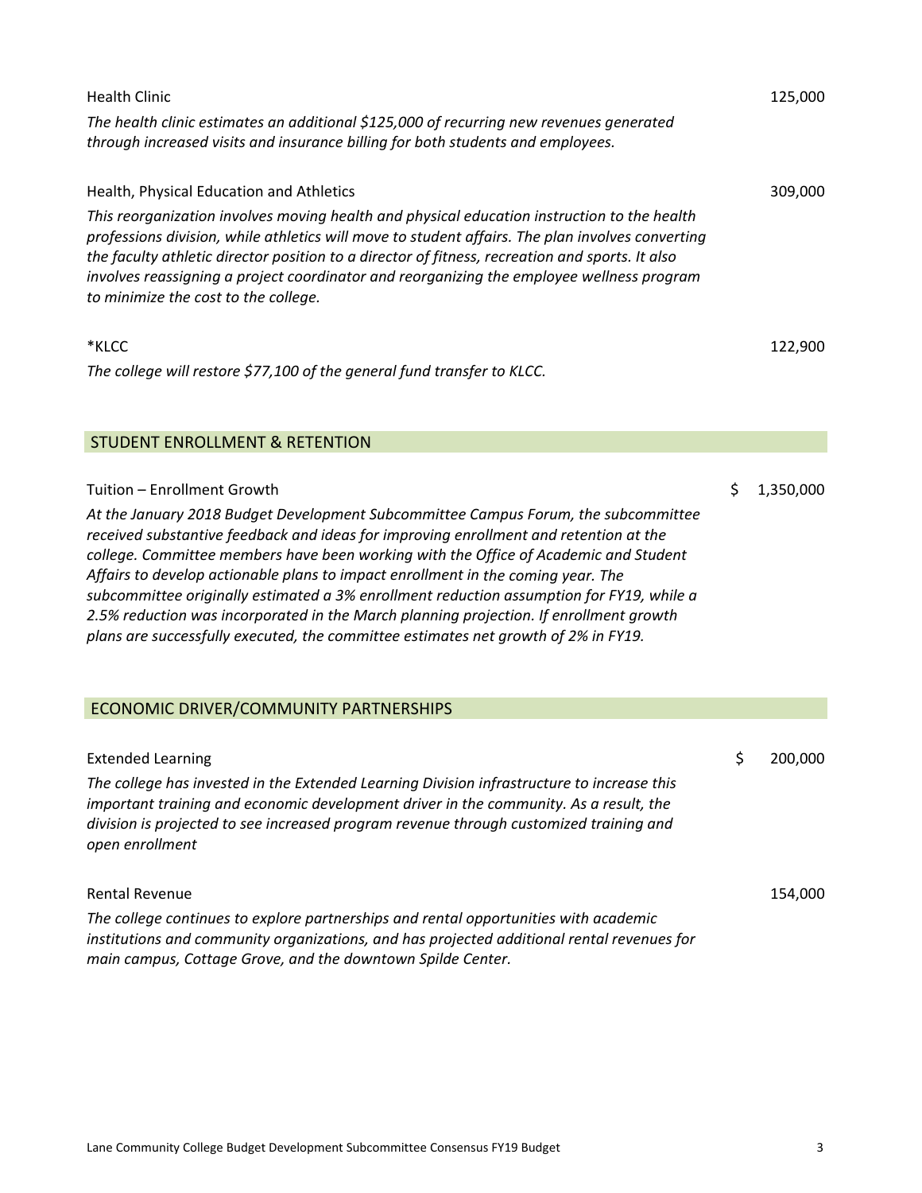Health Clinic 125,000

*The health clinic estimates an additional $125,000 of recurring new revenues generated through increased visits and insurance billing for both students and employees.*

Health, Physical Education and Athletics 309,000

*This reorganization involves moving health and physical education instruction to the health professions division, while athletics will move to student affairs. The plan involves converting the faculty athletic director position to a director of fitness, recreation and sports. It also involves reassigning a project coordinator and reorganizing the employee wellness program to minimize the cost to the college.*

*KLCC 122,900

*The college will restore $77,100 of the general fund transfer to KLCC.*

## STUDENT ENROLLMENT & RETENTION

Tuition – Enrollment Growth $ 1,350,000

*At the January 2018 Budget Development Subcommittee Campus Forum, the subcommittee received substantive feedback and ideas for improving enrollment and retention at the college. Committee members have been working with the Office of Academic and Student Affairs to develop actionable plans to impact enrollment in the coming year. The subcommittee originally estimated a 3% enrollment reduction assumption for FY19, while a 2.5% reduction was incorporated in the March planning projection. If enrollment growth plans are successfully executed, the committee estimates net growth of 2% in FY19.*

## ECONOMIC DRIVER/COMMUNITY PARTNERSHIPS

Extended Learning $ 200,000

*The college has invested in the Extended Learning Division infrastructure to increase this important training and economic development driver in the community. As a result, the division is projected to see increased program revenue through customized training and open enrollment*

Rental Revenue 154,000

*The college continues to explore partnerships and rental opportunities with academic institutions and community organizations, and has projected additional rental revenues for main campus, Cottage Grove, and the downtown Spilde Center.*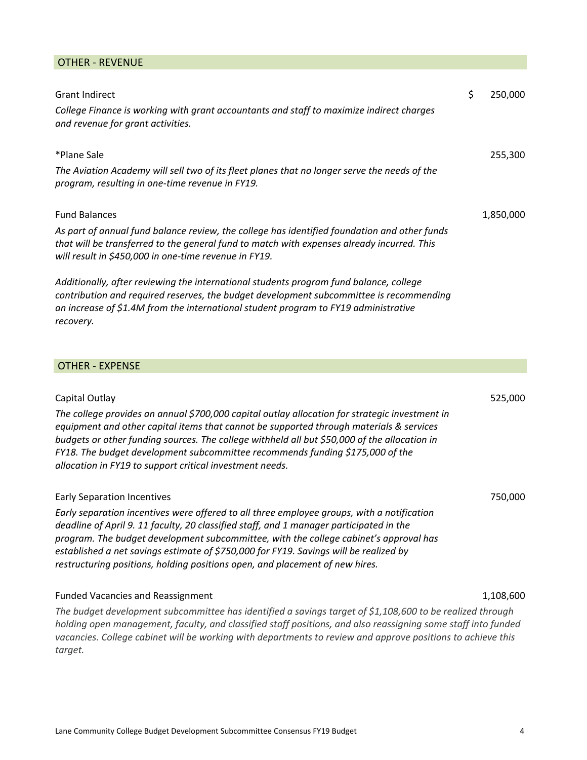## OTHER - REVENUE

**Grant Indirect** — $ 250,000

*College Finance is working with grant accountants and staff to maximize indirect charges and revenue for grant activities.*

**\*Plane Sale** — 255,300

*The Aviation Academy will sell two of its fleet planes that no longer serve the needs of the program, resulting in one-time revenue in FY19.*

**Fund Balances** — 1,850,000

*As part of annual fund balance review, the college has identified foundation and other funds that will be transferred to the general fund to match with expenses already incurred. This will result in $450,000 in one-time revenue in FY19.*

*Additionally, after reviewing the international students program fund balance, college contribution and required reserves, the budget development subcommittee is recommending an increase of $1.4M from the international student program to FY19 administrative recovery.*

## OTHER - EXPENSE

**Capital Outlay** — 525,000

*The college provides an annual $700,000 capital outlay allocation for strategic investment in equipment and other capital items that cannot be supported through materials & services budgets or other funding sources. The college withheld all but $50,000 of the allocation in FY18. The budget development subcommittee recommends funding $175,000 of the allocation in FY19 to support critical investment needs.*

**Early Separation Incentives** — 750,000

*Early separation incentives were offered to all three employee groups, with a notification deadline of April 9. 11 faculty, 20 classified staff, and 1 manager participated in the program. The budget development subcommittee, with the college cabinet's approval has established a net savings estimate of $750,000 for FY19. Savings will be realized by restructuring positions, holding positions open, and placement of new hires.*

**Funded Vacancies and Reassignment** — 1,108,600

*The budget development subcommittee has identified a savings target of $1,108,600 to be realized through holding open management, faculty, and classified staff positions, and also reassigning some staff into funded vacancies. College cabinet will be working with departments to review and approve positions to achieve this target.*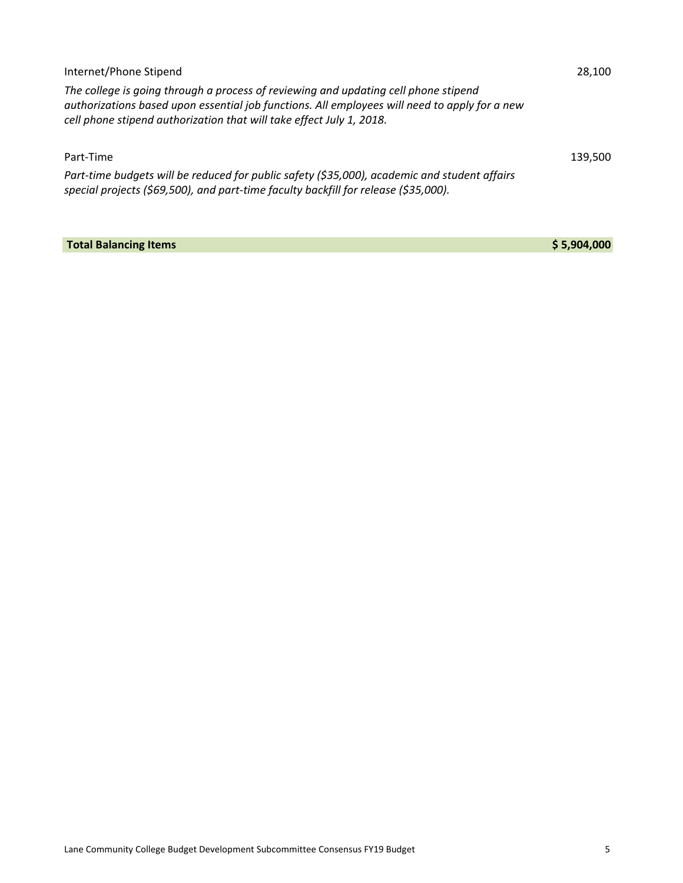| | |
|---|---:|
| Internet/Phone Stipend | 28,100 |
| *The college is going through a process of reviewing and updating cell phone stipend authorizations based upon essential job functions. All employees will need to apply for a new cell phone stipend authorization that will take effect July 1, 2018.* | |
| Part-Time | 139,500 |
| *Part-time budgets will be reduced for public safety ($35,000), academic and student affairs special projects ($69,500), and part-time faculty backfill for release ($35,000).* | |
| **Total Balancing Items** | **$ 5,904,000** |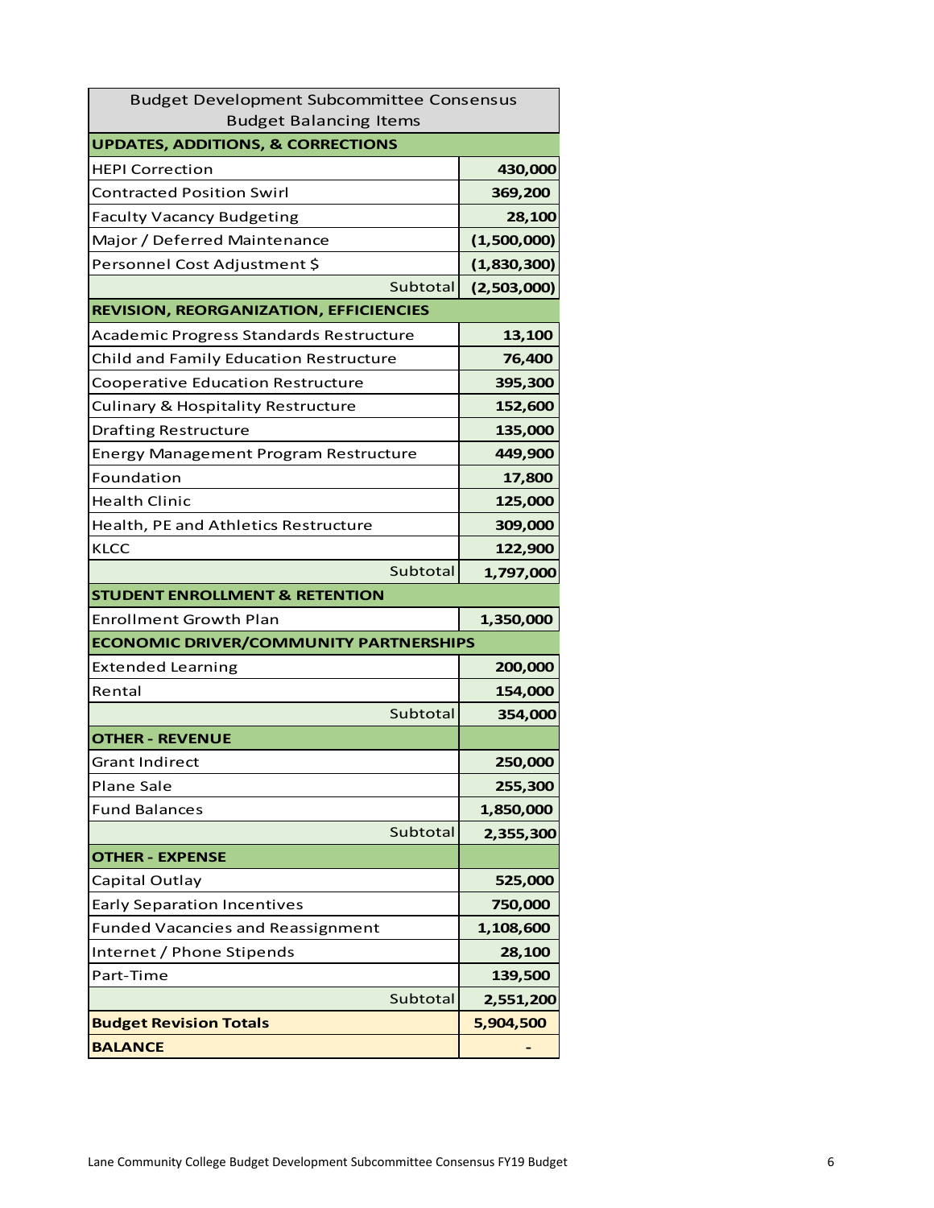| Budget Development Subcommittee Consensus Budget Balancing Items | |
|---|---|
| **UPDATES, ADDITIONS, & CORRECTIONS** | |
| HEPI Correction | **430,000** |
| Contracted Position Swirl | **369,200** |
| Faculty Vacancy Budgeting | **28,100** |
| Major / Deferred Maintenance | **(1,500,000)** |
| Personnel Cost Adjustment $ | **(1,830,300)** |
| Subtotal | **(2,503,000)** |
| **REVISION, REORGANIZATION, EFFICIENCIES** | |
| Academic Progress Standards Restructure | **13,100** |
| Child and Family Education Restructure | **76,400** |
| Cooperative Education Restructure | **395,300** |
| Culinary & Hospitality Restructure | **152,600** |
| Drafting Restructure | **135,000** |
| Energy Management Program Restructure | **449,900** |
| Foundation | **17,800** |
| Health Clinic | **125,000** |
| Health, PE and Athletics Restructure | **309,000** |
| KLCC | **122,900** |
| Subtotal | **1,797,000** |
| **STUDENT ENROLLMENT & RETENTION** | |
| Enrollment Growth Plan | **1,350,000** |
| **ECONOMIC DRIVER/COMMUNITY PARTNERSHIPS** | |
| Extended Learning | **200,000** |
| Rental | **154,000** |
| Subtotal | **354,000** |
| **OTHER - REVENUE** | |
| Grant Indirect | **250,000** |
| Plane Sale | **255,300** |
| Fund Balances | **1,850,000** |
| Subtotal | **2,355,300** |
| **OTHER - EXPENSE** | |
| Capital Outlay | **525,000** |
| Early Separation Incentives | **750,000** |
| Funded Vacancies and Reassignment | **1,108,600** |
| Internet / Phone Stipends | **28,100** |
| Part-Time | **139,500** |
| Subtotal | **2,551,200** |
| **Budget Revision Totals** | **5,904,500** |
| **BALANCE** | **-** |